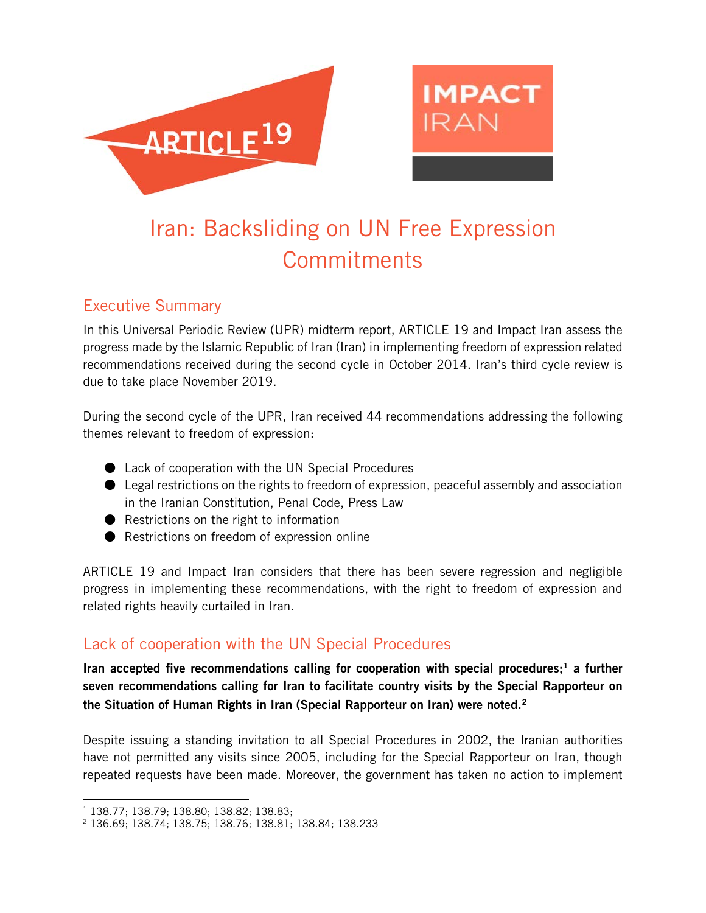# Iran: Backsliding on UN Free Expression Commitments

## Executive Summary

In this Universal Periodic Review (UPR) midterm report, ARTICLE 19 and Impact Iran assess the progress made by the Islamic Republic of Iran (Iran) in implementing freedom of expression related recommendations received during the second cycle in October 2014. Iran's third cycle review is due to take place November 2019.

During the second cycle of the UPR, Iran received 44 recommendations addressing the following themes relevant to freedom of expression:

- Lack of cooperation with the UN Special Procedures
- Legal restrictions on the rights to freedom of expression, peaceful assembly and association in the Iranian Constitution, Penal Code, Press Law
- Restrictions on the right to information
- Restrictions on freedom of expression online

ARTICLE 19 and Impact Iran considers that there has been severe regression and negligible progress in implementing these recommendations, with the right to freedom of expression and related rights heavily curtailed in Iran.

## Lack of cooperation with the UN Special Procedures

**Iran accepted five recommendations calling for cooperation with special procedures;[1] a further seven recommendations calling for Iran to facilitate country visits by the Special Rapporteur on the Situation of Human Rights in Iran (Special Rapporteur on Iran) were noted.[2]**

Despite issuing a standing invitation to all Special Procedures in 2002, the Iranian authorities have not permitted any visits since 2005, including for the Special Rapporteur on Iran, though repeated requests have been made. Moreover, the government has taken no action to implement

---

[1] 138.77; 138.79; 138.80; 138.82; 138.83;

[2] 136.69; 138.74; 138.75; 138.76; 138.81; 138.84; 138.233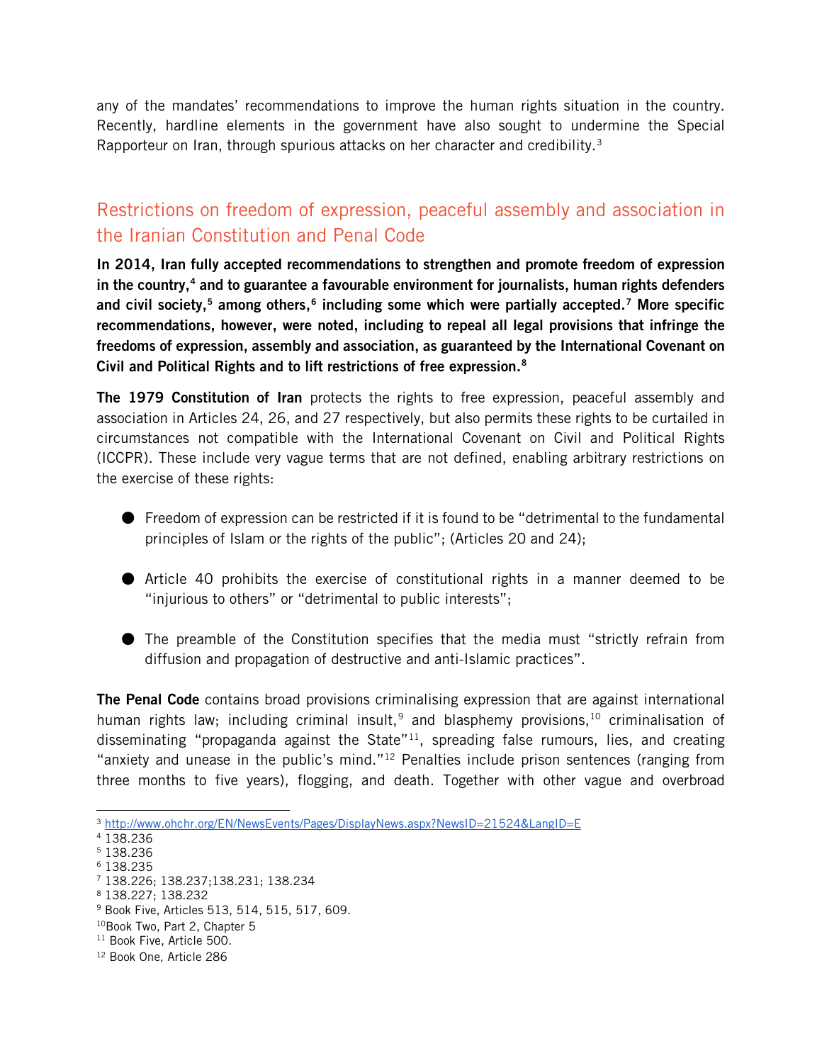any of the mandates' recommendations to improve the human rights situation in the country. Recently, hardline elements in the government have also sought to undermine the Special Rapporteur on Iran, through spurious attacks on her character and credibility.[3]

## Restrictions on freedom of expression, peaceful assembly and association in the Iranian Constitution and Penal Code

**In 2014, Iran fully accepted recommendations to strengthen and promote freedom of expression in the country,[4] and to guarantee a favourable environment for journalists, human rights defenders and civil society,[5] among others,[6] including some which were partially accepted.[7] More specific recommendations, however, were noted, including to repeal all legal provisions that infringe the freedoms of expression, assembly and association, as guaranteed by the International Covenant on Civil and Political Rights and to lift restrictions of free expression.[8]**

**The 1979 Constitution of Iran** protects the rights to free expression, peaceful assembly and association in Articles 24, 26, and 27 respectively, but also permits these rights to be curtailed in circumstances not compatible with the International Covenant on Civil and Political Rights (ICCPR). These include very vague terms that are not defined, enabling arbitrary restrictions on the exercise of these rights:

- Freedom of expression can be restricted if it is found to be "detrimental to the fundamental principles of Islam or the rights of the public"; (Articles 20 and 24);
- Article 40 prohibits the exercise of constitutional rights in a manner deemed to be "injurious to others" or "detrimental to public interests";
- The preamble of the Constitution specifies that the media must "strictly refrain from diffusion and propagation of destructive and anti-Islamic practices".

**The Penal Code** contains broad provisions criminalising expression that are against international human rights law; including criminal insult,[9] and blasphemy provisions,[10] criminalisation of disseminating "propaganda against the State"[11], spreading false rumours, lies, and creating "anxiety and unease in the public's mind."[12] Penalties include prison sentences (ranging from three months to five years), flogging, and death. Together with other vague and overbroad

---

[3] http://www.ohchr.org/EN/NewsEvents/Pages/DisplayNews.aspx?NewsID=21524&LangID=E
[4] 138.236
[5] 138.236
[6] 138.235
[7] 138.226; 138.237;138.231; 138.234
[8] 138.227; 138.232
[9] Book Five, Articles 513, 514, 515, 517, 609.
[10] Book Two, Part 2, Chapter 5
[11] Book Five, Article 500.
[12] Book One, Article 286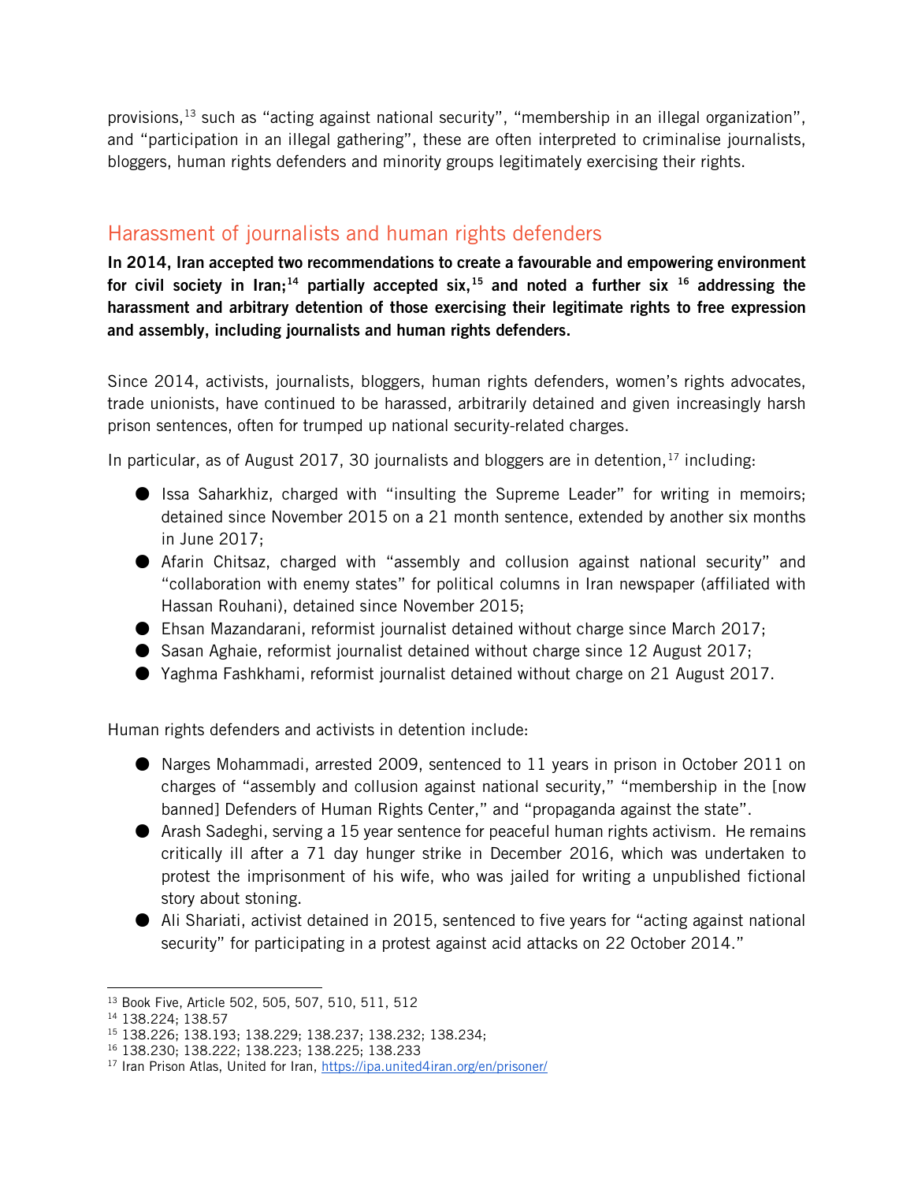provisions,[13] such as "acting against national security", "membership in an illegal organization", and "participation in an illegal gathering", these are often interpreted to criminalise journalists, bloggers, human rights defenders and minority groups legitimately exercising their rights.

## Harassment of journalists and human rights defenders

**In 2014, Iran accepted two recommendations to create a favourable and empowering environment for civil society in Iran;[14] partially accepted six,[15] and noted a further six [16] addressing the harassment and arbitrary detention of those exercising their legitimate rights to free expression and assembly, including journalists and human rights defenders.**

Since 2014, activists, journalists, bloggers, human rights defenders, women's rights advocates, trade unionists, have continued to be harassed, arbitrarily detained and given increasingly harsh prison sentences, often for trumped up national security-related charges.

In particular, as of August 2017, 30 journalists and bloggers are in detention,[17] including:

- Issa Saharkhiz, charged with "insulting the Supreme Leader" for writing in memoirs; detained since November 2015 on a 21 month sentence, extended by another six months in June 2017;
- Afarin Chitsaz, charged with "assembly and collusion against national security" and "collaboration with enemy states" for political columns in Iran newspaper (affiliated with Hassan Rouhani), detained since November 2015;
- Ehsan Mazandarani, reformist journalist detained without charge since March 2017;
- Sasan Aghaie, reformist journalist detained without charge since 12 August 2017;
- Yaghma Fashkhami, reformist journalist detained without charge on 21 August 2017.

Human rights defenders and activists in detention include:

- Narges Mohammadi, arrested 2009, sentenced to 11 years in prison in October 2011 on charges of "assembly and collusion against national security," "membership in the [now banned] Defenders of Human Rights Center," and "propaganda against the state".
- Arash Sadeghi, serving a 15 year sentence for peaceful human rights activism. He remains critically ill after a 71 day hunger strike in December 2016, which was undertaken to protest the imprisonment of his wife, who was jailed for writing a unpublished fictional story about stoning.
- Ali Shariati, activist detained in 2015, sentenced to five years for "acting against national security" for participating in a protest against acid attacks on 22 October 2014."

---

[13] Book Five, Article 502, 505, 507, 510, 511, 512
[14] 138.224; 138.57
[15] 138.226; 138.193; 138.229; 138.237; 138.232; 138.234;
[16] 138.230; 138.222; 138.223; 138.225; 138.233
[17] Iran Prison Atlas, United for Iran, https://ipa.united4iran.org/en/prisoner/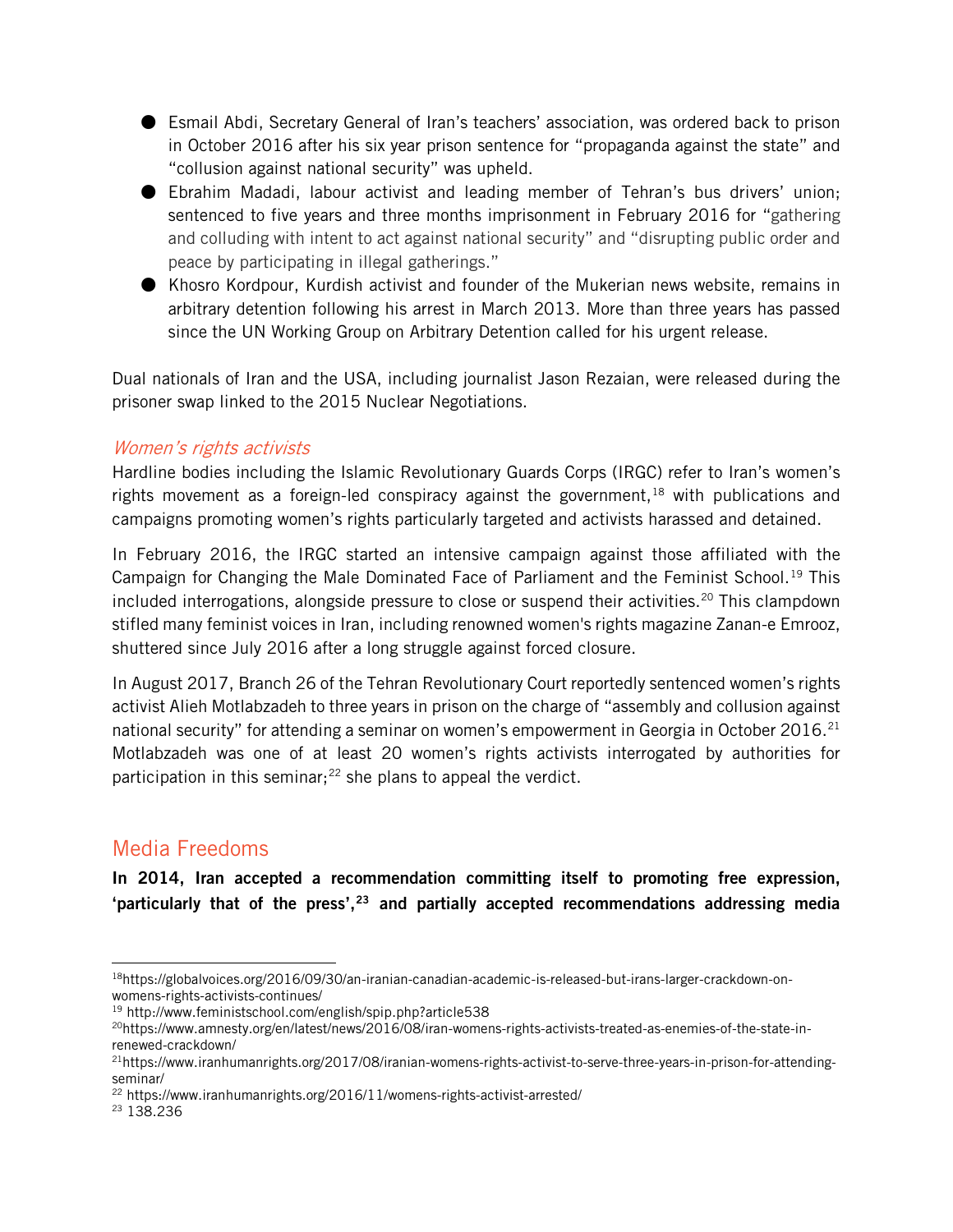- Esmail Abdi, Secretary General of Iran's teachers' association, was ordered back to prison in October 2016 after his six year prison sentence for "propaganda against the state" and "collusion against national security" was upheld.
- Ebrahim Madadi, labour activist and leading member of Tehran's bus drivers' union; sentenced to five years and three months imprisonment in February 2016 for "gathering and colluding with intent to act against national security" and "disrupting public order and peace by participating in illegal gatherings."
- Khosro Kordpour, Kurdish activist and founder of the Mukerian news website, remains in arbitrary detention following his arrest in March 2013. More than three years has passed since the UN Working Group on Arbitrary Detention called for his urgent release.

Dual nationals of Iran and the USA, including journalist Jason Rezaian, were released during the prisoner swap linked to the 2015 Nuclear Negotiations.

### *Women's rights activists*

Hardline bodies including the Islamic Revolutionary Guards Corps (IRGC) refer to Iran's women's rights movement as a foreign-led conspiracy against the government,[18] with publications and campaigns promoting women's rights particularly targeted and activists harassed and detained.

In February 2016, the IRGC started an intensive campaign against those affiliated with the Campaign for Changing the Male Dominated Face of Parliament and the Feminist School.[19] This included interrogations, alongside pressure to close or suspend their activities.[20] This clampdown stifled many feminist voices in Iran, including renowned women's rights magazine Zanan-e Emrooz, shuttered since July 2016 after a long struggle against forced closure.

In August 2017, Branch 26 of the Tehran Revolutionary Court reportedly sentenced women's rights activist Alieh Motlabzadeh to three years in prison on the charge of "assembly and collusion against national security" for attending a seminar on women's empowerment in Georgia in October 2016.[21] Motlabzadeh was one of at least 20 women's rights activists interrogated by authorities for participation in this seminar;[22] she plans to appeal the verdict.

## Media Freedoms

**In 2014, Iran accepted a recommendation committing itself to promoting free expression, 'particularly that of the press',[23] and partially accepted recommendations addressing media**

---

[18] https://globalvoices.org/2016/09/30/an-iranian-canadian-academic-is-released-but-irans-larger-crackdown-on-womens-rights-activists-continues/

[19] http://www.feministschool.com/english/spip.php?article538

[20] https://www.amnesty.org/en/latest/news/2016/08/iran-womens-rights-activists-treated-as-enemies-of-the-state-in-renewed-crackdown/

[21] https://www.iranhumanrights.org/2017/08/iranian-womens-rights-activist-to-serve-three-years-in-prison-for-attending-seminar/

[22] https://www.iranhumanrights.org/2016/11/womens-rights-activist-arrested/

[23] 138.236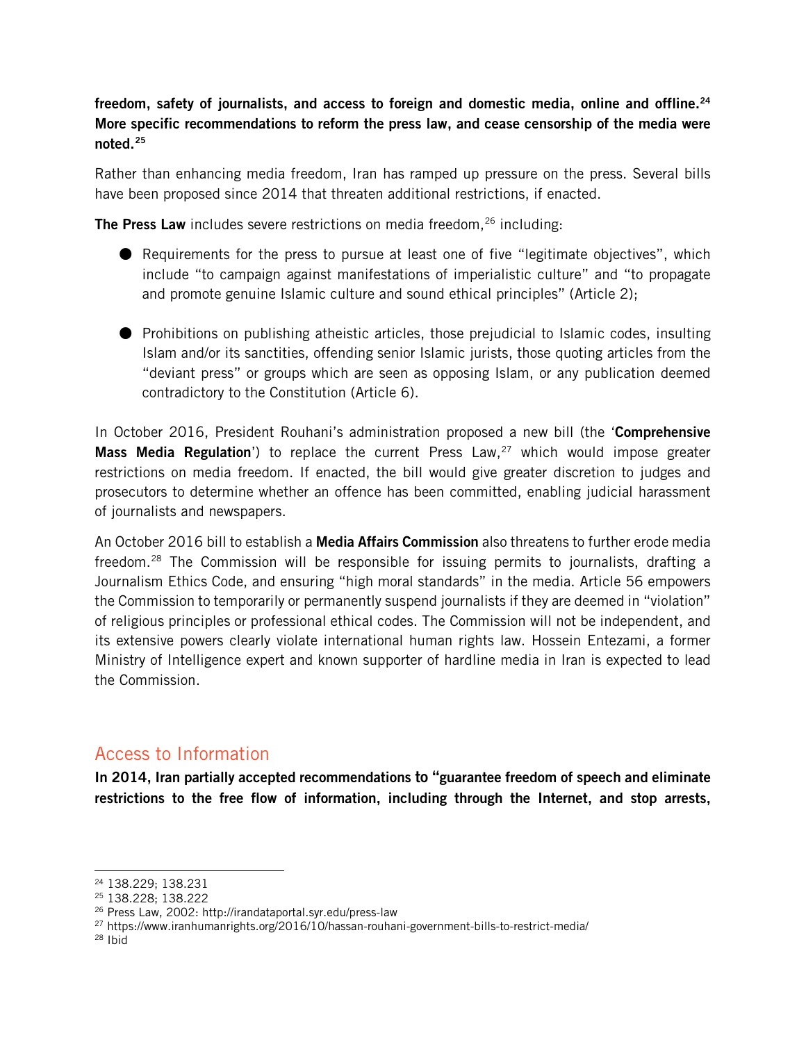**freedom, safety of journalists, and access to foreign and domestic media, online and offline.[24] More specific recommendations to reform the press law, and cease censorship of the media were noted.[25]**

Rather than enhancing media freedom, Iran has ramped up pressure on the press. Several bills have been proposed since 2014 that threaten additional restrictions, if enacted.

**The Press Law** includes severe restrictions on media freedom,[26] including:

- Requirements for the press to pursue at least one of five "legitimate objectives", which include "to campaign against manifestations of imperialistic culture" and "to propagate and promote genuine Islamic culture and sound ethical principles" (Article 2);

- Prohibitions on publishing atheistic articles, those prejudicial to Islamic codes, insulting Islam and/or its sanctities, offending senior Islamic jurists, those quoting articles from the "deviant press" or groups which are seen as opposing Islam, or any publication deemed contradictory to the Constitution (Article 6).

In October 2016, President Rouhani's administration proposed a new bill (the '**Comprehensive Mass Media Regulation**') to replace the current Press Law,[27] which would impose greater restrictions on media freedom. If enacted, the bill would give greater discretion to judges and prosecutors to determine whether an offence has been committed, enabling judicial harassment of journalists and newspapers.

An October 2016 bill to establish a **Media Affairs Commission** also threatens to further erode media freedom.[28] The Commission will be responsible for issuing permits to journalists, drafting a Journalism Ethics Code, and ensuring "high moral standards" in the media. Article 56 empowers the Commission to temporarily or permanently suspend journalists if they are deemed in "violation" of religious principles or professional ethical codes. The Commission will not be independent, and its extensive powers clearly violate international human rights law. Hossein Entezami, a former Ministry of Intelligence expert and known supporter of hardline media in Iran is expected to lead the Commission.

## Access to Information

**In 2014, Iran partially accepted recommendations to "guarantee freedom of speech and eliminate restrictions to the free flow of information, including through the Internet, and stop arrests,**

---

[24] 138.229; 138.231

[25] 138.228; 138.222

[26] Press Law, 2002: http://irandataportal.syr.edu/press-law

[27] https://www.iranhumanrights.org/2016/10/hassan-rouhani-government-bills-to-restrict-media/

[28] Ibid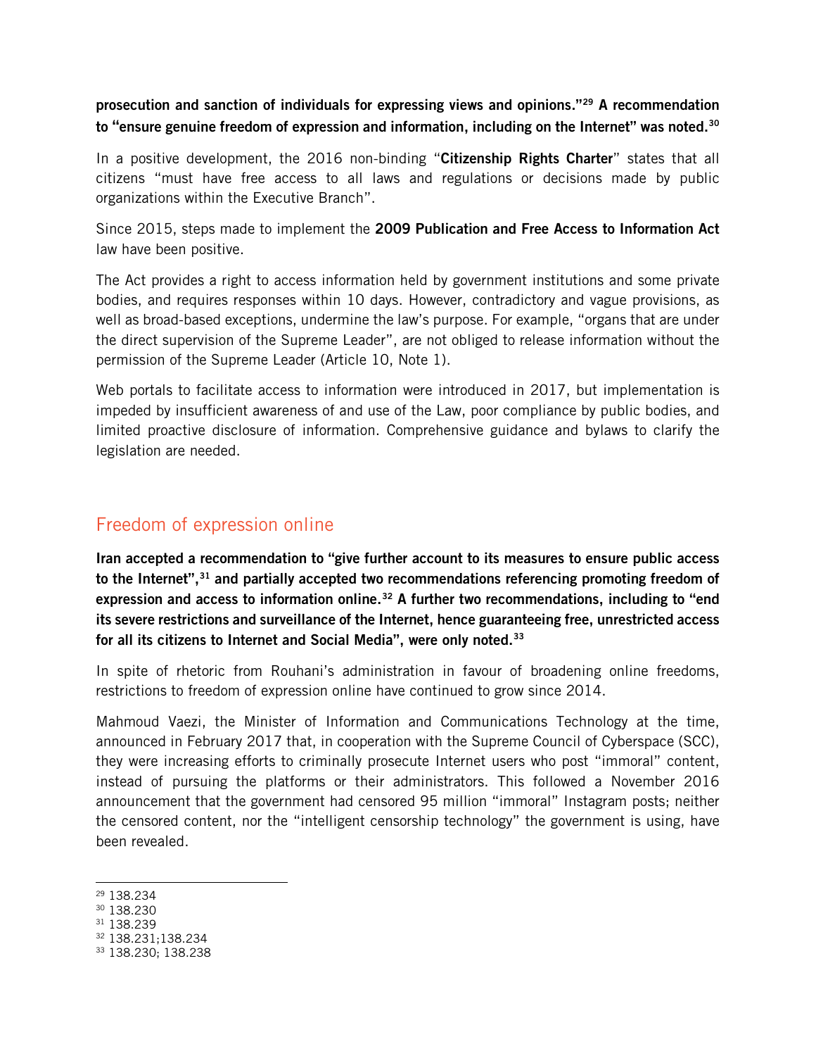**prosecution and sanction of individuals for expressing views and opinions."[29] A recommendation to "ensure genuine freedom of expression and information, including on the Internet" was noted.[30]**

In a positive development, the 2016 non-binding "**Citizenship Rights Charter**" states that all citizens "must have free access to all laws and regulations or decisions made by public organizations within the Executive Branch".

Since 2015, steps made to implement the **2009 Publication and Free Access to Information Act** law have been positive.

The Act provides a right to access information held by government institutions and some private bodies, and requires responses within 10 days. However, contradictory and vague provisions, as well as broad-based exceptions, undermine the law's purpose. For example, "organs that are under the direct supervision of the Supreme Leader", are not obliged to release information without the permission of the Supreme Leader (Article 10, Note 1).

Web portals to facilitate access to information were introduced in 2017, but implementation is impeded by insufficient awareness of and use of the Law, poor compliance by public bodies, and limited proactive disclosure of information. Comprehensive guidance and bylaws to clarify the legislation are needed.

## Freedom of expression online

**Iran accepted a recommendation to "give further account to its measures to ensure public access to the Internet",[31] and partially accepted two recommendations referencing promoting freedom of expression and access to information online.[32] A further two recommendations, including to "end its severe restrictions and surveillance of the Internet, hence guaranteeing free, unrestricted access for all its citizens to Internet and Social Media", were only noted.[33]**

In spite of rhetoric from Rouhani's administration in favour of broadening online freedoms, restrictions to freedom of expression online have continued to grow since 2014.

Mahmoud Vaezi, the Minister of Information and Communications Technology at the time, announced in February 2017 that, in cooperation with the Supreme Council of Cyberspace (SCC), they were increasing efforts to criminally prosecute Internet users who post "immoral" content, instead of pursuing the platforms or their administrators. This followed a November 2016 announcement that the government had censored 95 million "immoral" Instagram posts; neither the censored content, nor the "intelligent censorship technology" the government is using, have been revealed.

---

[29] 138.234
[30] 138.230
[31] 138.239
[32] 138.231;138.234
[33] 138.230; 138.238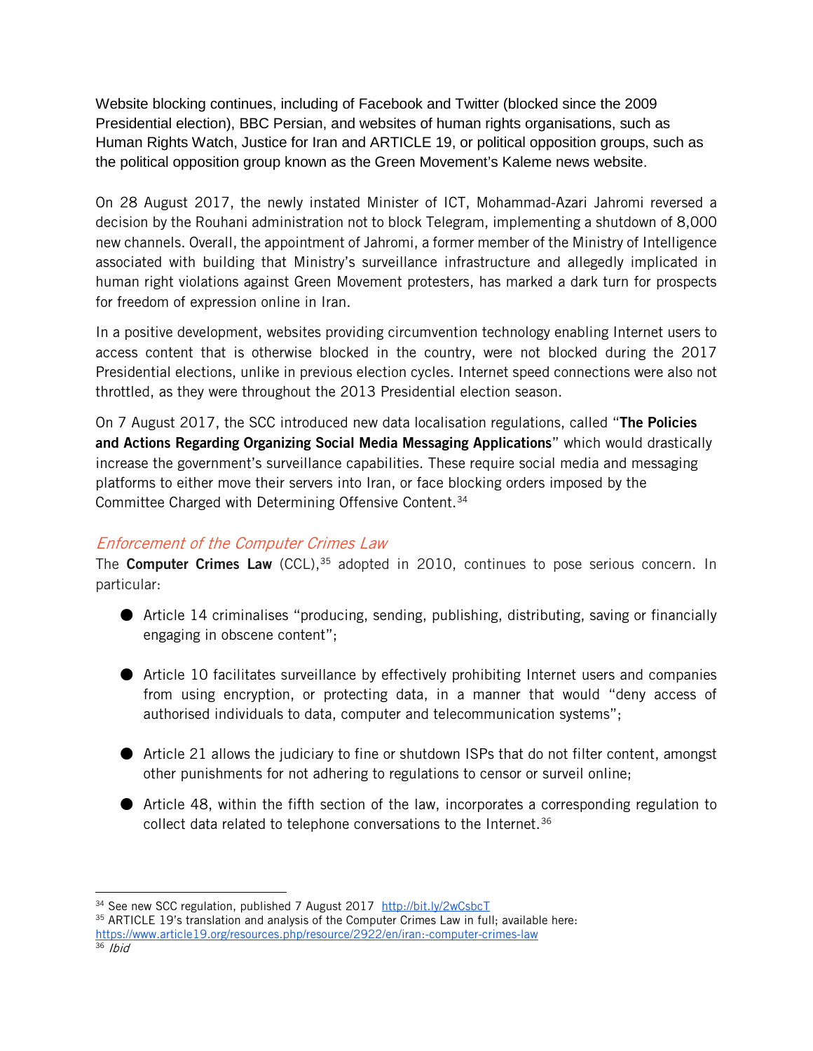Website blocking continues, including of Facebook and Twitter (blocked since the 2009 Presidential election), BBC Persian, and websites of human rights organisations, such as Human Rights Watch, Justice for Iran and ARTICLE 19, or political opposition groups, such as the political opposition group known as the Green Movement's Kaleme news website.

On 28 August 2017, the newly instated Minister of ICT, Mohammad-Azari Jahromi reversed a decision by the Rouhani administration not to block Telegram, implementing a shutdown of 8,000 new channels. Overall, the appointment of Jahromi, a former member of the Ministry of Intelligence associated with building that Ministry's surveillance infrastructure and allegedly implicated in human right violations against Green Movement protesters, has marked a dark turn for prospects for freedom of expression online in Iran.

In a positive development, websites providing circumvention technology enabling Internet users to access content that is otherwise blocked in the country, were not blocked during the 2017 Presidential elections, unlike in previous election cycles. Internet speed connections were also not throttled, as they were throughout the 2013 Presidential election season.

On 7 August 2017, the SCC introduced new data localisation regulations, called "**The Policies and Actions Regarding Organizing Social Media Messaging Applications**" which would drastically increase the government's surveillance capabilities. These require social media and messaging platforms to either move their servers into Iran, or face blocking orders imposed by the Committee Charged with Determining Offensive Content.[34]

### *Enforcement of the Computer Crimes Law*

The **Computer Crimes Law** (CCL),[35] adopted in 2010, continues to pose serious concern. In particular:

- Article 14 criminalises "producing, sending, publishing, distributing, saving or financially engaging in obscene content";
- Article 10 facilitates surveillance by effectively prohibiting Internet users and companies from using encryption, or protecting data, in a manner that would "deny access of authorised individuals to data, computer and telecommunication systems";
- Article 21 allows the judiciary to fine or shutdown ISPs that do not filter content, amongst other punishments for not adhering to regulations to censor or surveil online;
- Article 48, within the fifth section of the law, incorporates a corresponding regulation to collect data related to telephone conversations to the Internet.[36]

---

[34] See new SCC regulation, published 7 August 2017 http://bit.ly/2wCsbcT

[35] ARTICLE 19's translation and analysis of the Computer Crimes Law in full; available here: https://www.article19.org/resources.php/resource/2922/en/iran:-computer-crimes-law

[36] *Ibid*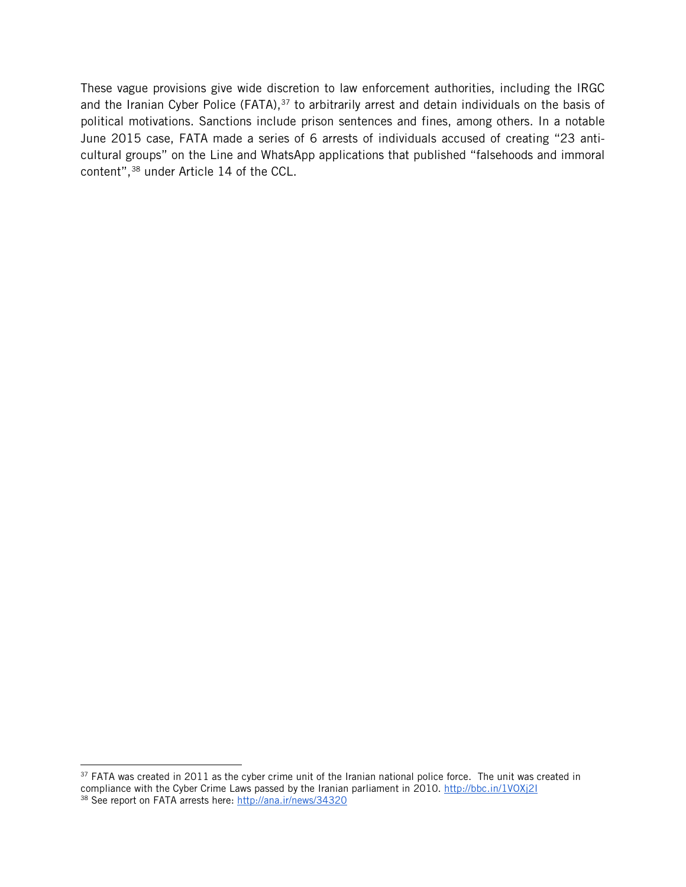These vague provisions give wide discretion to law enforcement authorities, including the IRGC and the Iranian Cyber Police (FATA),[37] to arbitrarily arrest and detain individuals on the basis of political motivations. Sanctions include prison sentences and fines, among others. In a notable June 2015 case, FATA made a series of 6 arrests of individuals accused of creating "23 anti-cultural groups" on the Line and WhatsApp applications that published "falsehoods and immoral content",[38] under Article 14 of the CCL.

---

[37] FATA was created in 2011 as the cyber crime unit of the Iranian national police force. The unit was created in compliance with the Cyber Crime Laws passed by the Iranian parliament in 2010. http://bbc.in/1VOXj2I

[38] See report on FATA arrests here: http://ana.ir/news/34320